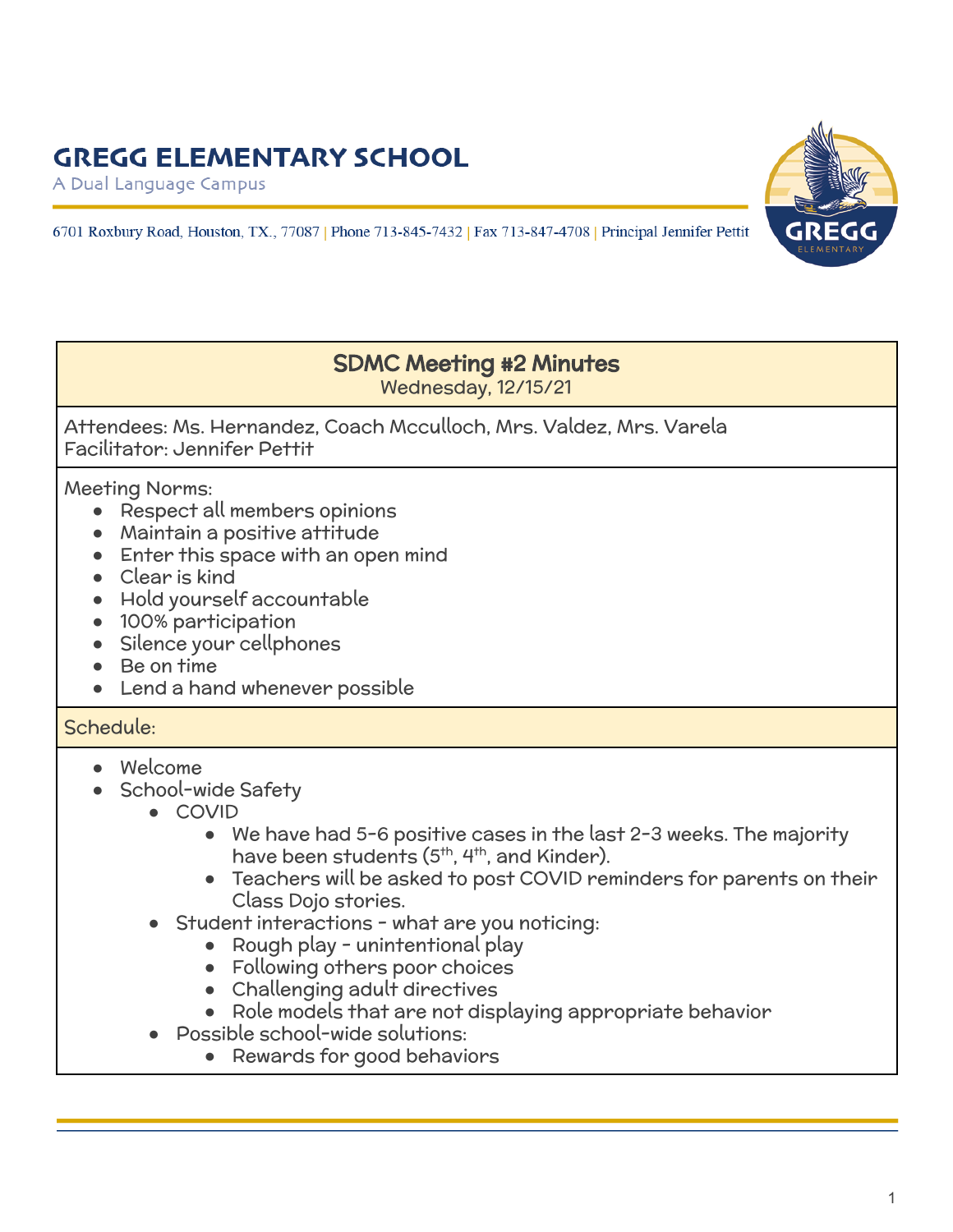# GREGG ELEMENTARY SCHOOL

A Dual Language Campus

6701 Roxbury Road, Houston, TX., 77087 | Phone 713-845-7432 | Fax 713-847-4708 | Principal Jennifer Pettit

## SDMC Meeting #2 Minutes

Wednesday, 12/15/21

Attendees: Ms. Hernandez, Coach Mcculloch, Mrs. Valdez, Mrs. Varela
Facilitator: Jennifer Pettit

Meeting Norms:

- Respect all members opinions
- Maintain a positive attitude
- Enter this space with an open mind
- Clear is kind
- Hold yourself accountable
- 100% participation
- Silence your cellphones
- Be on time
- Lend a hand whenever possible

### Schedule:

- Welcome
- School-wide Safety
  - COVID
    - We have had 5-6 positive cases in the last 2-3 weeks. The majority have been students (5th, 4th, and Kinder).
    - Teachers will be asked to post COVID reminders for parents on their Class Dojo stories.
  - Student interactions - what are you noticing:
    - Rough play - unintentional play
    - Following others poor choices
    - Challenging adult directives
    - Role models that are not displaying appropriate behavior
  - Possible school-wide solutions:
    - Rewards for good behaviors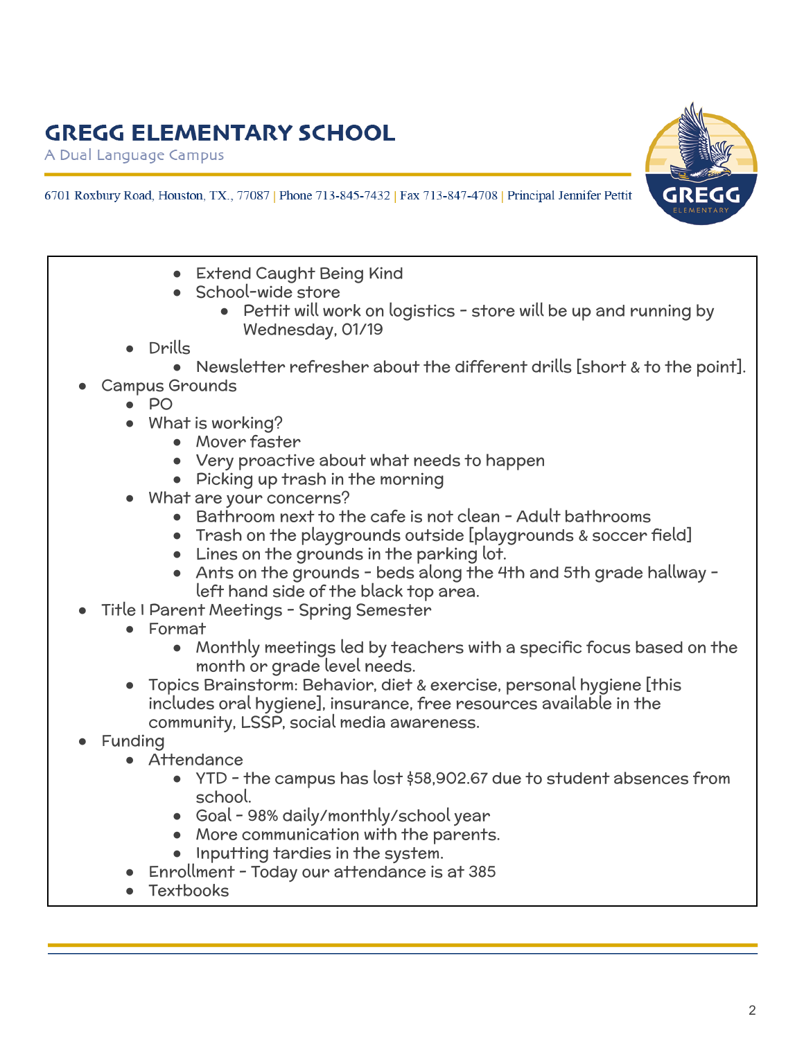# GREGG ELEMENTARY SCHOOL

A Dual Language Campus

6701 Roxbury Road, Houston, TX., 77087 | Phone 713-845-7432 | Fax 713-847-4708 | Principal Jennifer Pettit

            - Extend Caught Being Kind
            - School-wide store
                - Pettit will work on logistics - store will be up and running by Wednesday, 01/19
        - Drills
            - Newsletter refresher about the different drills [short & to the point].
- Campus Grounds
    - PO
    - What is working?
        - Mover faster
        - Very proactive about what needs to happen
        - Picking up trash in the morning
    - What are your concerns?
        - Bathroom next to the cafe is not clean - Adult bathrooms
        - Trash on the playgrounds outside [playgrounds & soccer field]
        - Lines on the grounds in the parking lot.
        - Ants on the grounds - beds along the 4th and 5th grade hallway - left hand side of the black top area.
- Title I Parent Meetings - Spring Semester
    - Format
        - Monthly meetings led by teachers with a specific focus based on the month or grade level needs.
    - Topics Brainstorm: Behavior, diet & exercise, personal hygiene [this includes oral hygiene], insurance, free resources available in the community, LSSP, social media awareness.
- Funding
    - Attendance
        - YTD - the campus has lost $58,902.67 due to student absences from school.
        - Goal - 98% daily/monthly/school year
        - More communication with the parents.
        - Inputting tardies in the system.
    - Enrollment - Today our attendance is at 385
    - Textbooks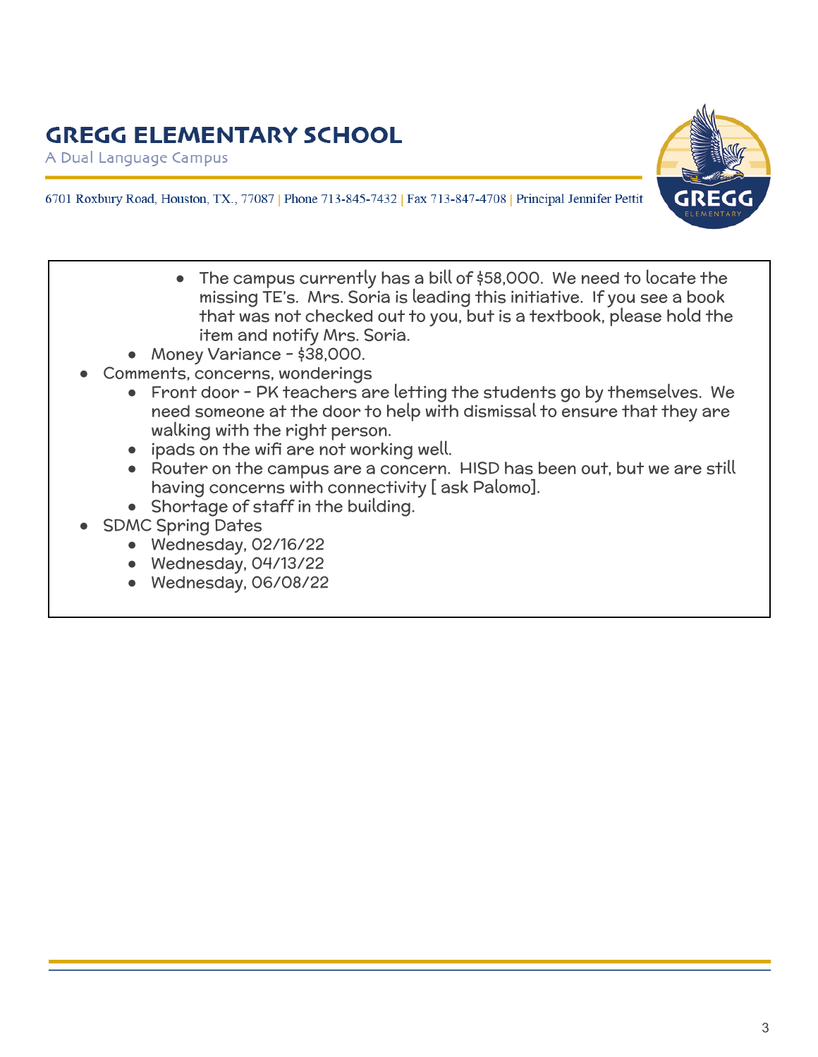# GREGG ELEMENTARY SCHOOL

A Dual Language Campus

6701 Roxbury Road, Houston, TX., 77087 | Phone 713-845-7432 | Fax 713-847-4708 | Principal Jennifer Pettit

            - The campus currently has a bill of $58,000. We need to locate the missing TE's. Mrs. Soria is leading this initiative. If you see a book that was not checked out to you, but is a textbook, please hold the item and notify Mrs. Soria.
    - Money Variance - $38,000.
- Comments, concerns, wonderings
    - Front door - PK teachers are letting the students go by themselves. We need someone at the door to help with dismissal to ensure that they are walking with the right person.
    - ipads on the wifi are not working well.
    - Router on the campus are a concern. HISD has been out, but we are still having concerns with connectivity [ ask Palomo].
    - Shortage of staff in the building.
- SDMC Spring Dates
    - Wednesday, 02/16/22
    - Wednesday, 04/13/22
    - Wednesday, 06/08/22